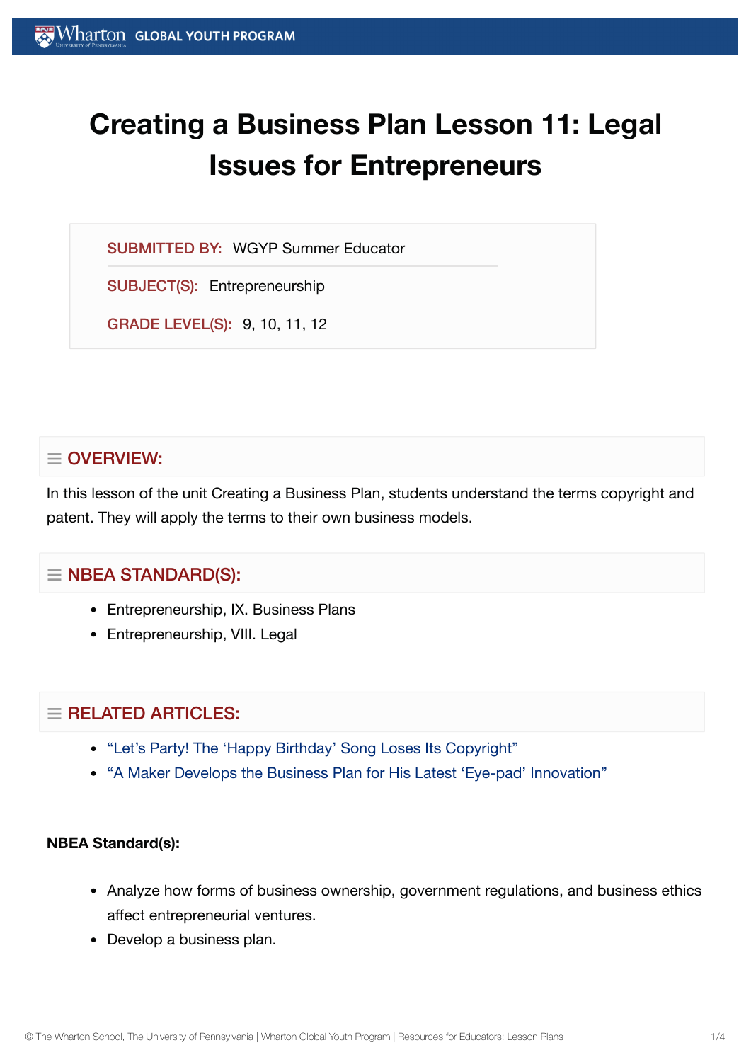# Creating a Business Plan Lesson 11: Legal Issues for Entrepreneurs

**SUBMITTED BY:** WGYP Summer Educator

**SUBJECT(S):** Entrepreneurship

**GRADE LEVEL(S):** 9, 10, 11, 12

## OVERVIEW:

In this lesson of the unit Creating a Business Plan, students understand the terms copyright and patent. They will apply the terms to their own business models.

## NBEA STANDARD(S):

- Entrepreneurship, IX. Business Plans
- Entrepreneurship, VIII. Legal

## RELATED ARTICLES:

- "Let's Party! The 'Happy Birthday' Song Loses Its Copyright"
- "A Maker Develops the Business Plan for His Latest 'Eye-pad' Innovation"

**NBEA Standard(s):**

- Analyze how forms of business ownership, government regulations, and business ethics affect entrepreneurial ventures.
- Develop a business plan.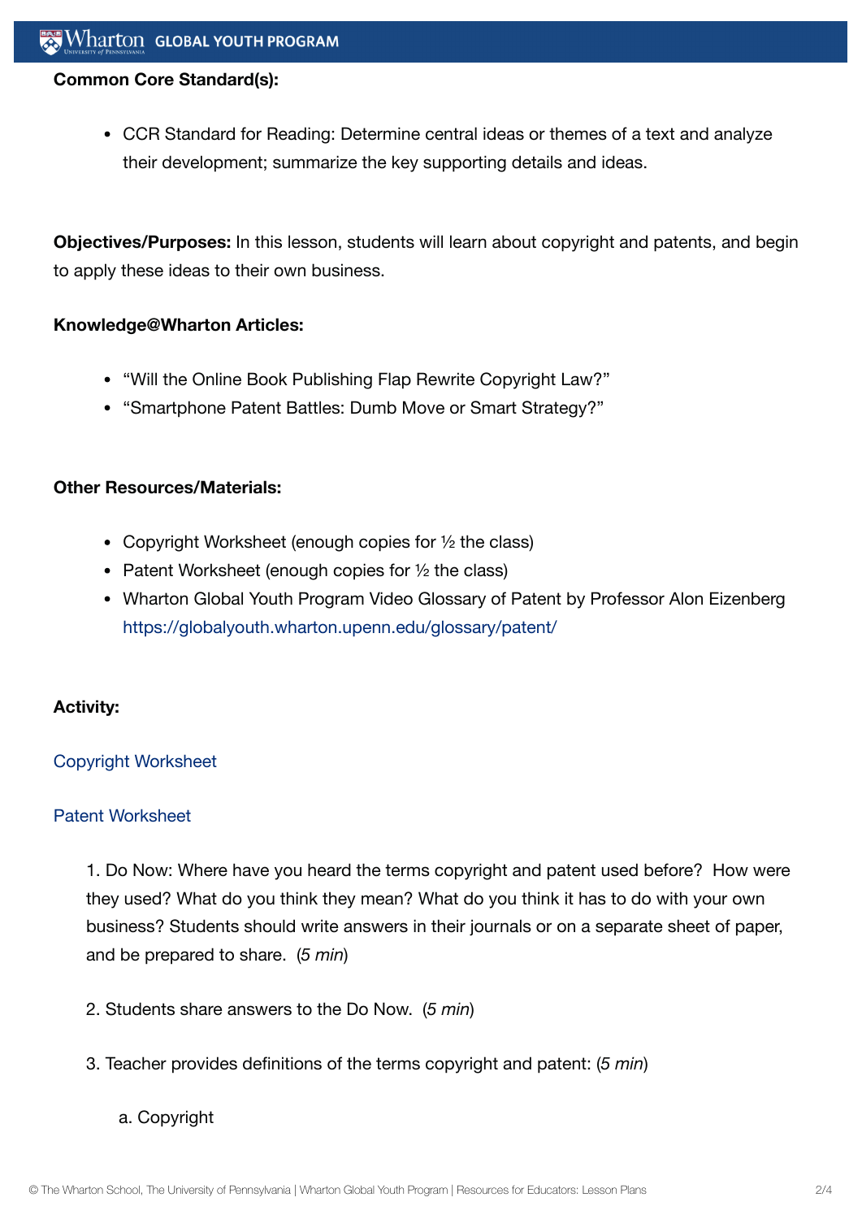**Common Core Standard(s):**

- CCR Standard for Reading: Determine central ideas or themes of a text and analyze their development; summarize the key supporting details and ideas.

**Objectives/Purposes:** In this lesson, students will learn about copyright and patents, and begin to apply these ideas to their own business.

**Knowledge@Wharton Articles:**

- "Will the Online Book Publishing Flap Rewrite Copyright Law?"
- "Smartphone Patent Battles: Dumb Move or Smart Strategy?"

**Other Resources/Materials:**

- Copyright Worksheet (enough copies for ½ the class)
- Patent Worksheet (enough copies for ½ the class)
- Wharton Global Youth Program Video Glossary of Patent by Professor Alon Eizenberg https://globalyouth.wharton.upenn.edu/glossary/patent/

**Activity:**

Copyright Worksheet

Patent Worksheet

1. Do Now: Where have you heard the terms copyright and patent used before? How were they used? What do you think they mean? What do you think it has to do with your own business? Students should write answers in their journals or on a separate sheet of paper, and be prepared to share. (*5 min*)

2. Students share answers to the Do Now. (*5 min*)

3. Teacher provides definitions of the terms copyright and patent: (*5 min*)

   a. Copyright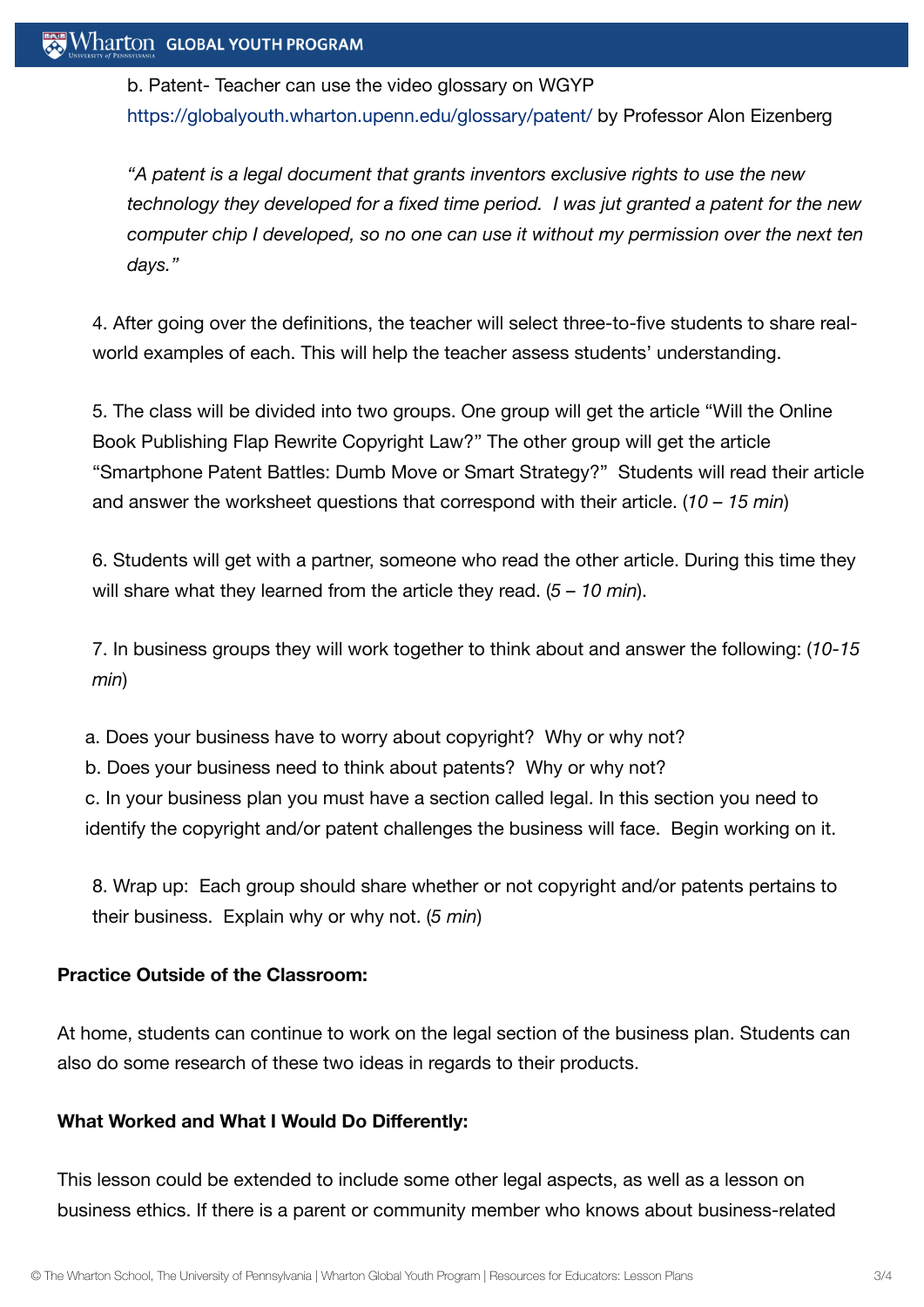b. Patent- Teacher can use the video glossary on WGYP https://globalyouth.wharton.upenn.edu/glossary/patent/ by Professor Alon Eizenberg

*"A patent is a legal document that grants inventors exclusive rights to use the new technology they developed for a fixed time period. I was jut granted a patent for the new computer chip I developed, so no one can use it without my permission over the next ten days."*

4. After going over the definitions, the teacher will select three-to-five students to share real-world examples of each. This will help the teacher assess students' understanding.

5. The class will be divided into two groups. One group will get the article "Will the Online Book Publishing Flap Rewrite Copyright Law?" The other group will get the article "Smartphone Patent Battles: Dumb Move or Smart Strategy?" Students will read their article and answer the worksheet questions that correspond with their article. (*10 – 15 min*)

6. Students will get with a partner, someone who read the other article. During this time they will share what they learned from the article they read. (*5 – 10 min*).

7. In business groups they will work together to think about and answer the following: (*10-15 min*)

a. Does your business have to worry about copyright? Why or why not?
b. Does your business need to think about patents? Why or why not?
c. In your business plan you must have a section called legal. In this section you need to identify the copyright and/or patent challenges the business will face. Begin working on it.

8. Wrap up: Each group should share whether or not copyright and/or patents pertains to their business. Explain why or why not. (*5 min*)

**Practice Outside of the Classroom:**

At home, students can continue to work on the legal section of the business plan. Students can also do some research of these two ideas in regards to their products.

**What Worked and What I Would Do Differently:**

This lesson could be extended to include some other legal aspects, as well as a lesson on business ethics. If there is a parent or community member who knows about business-related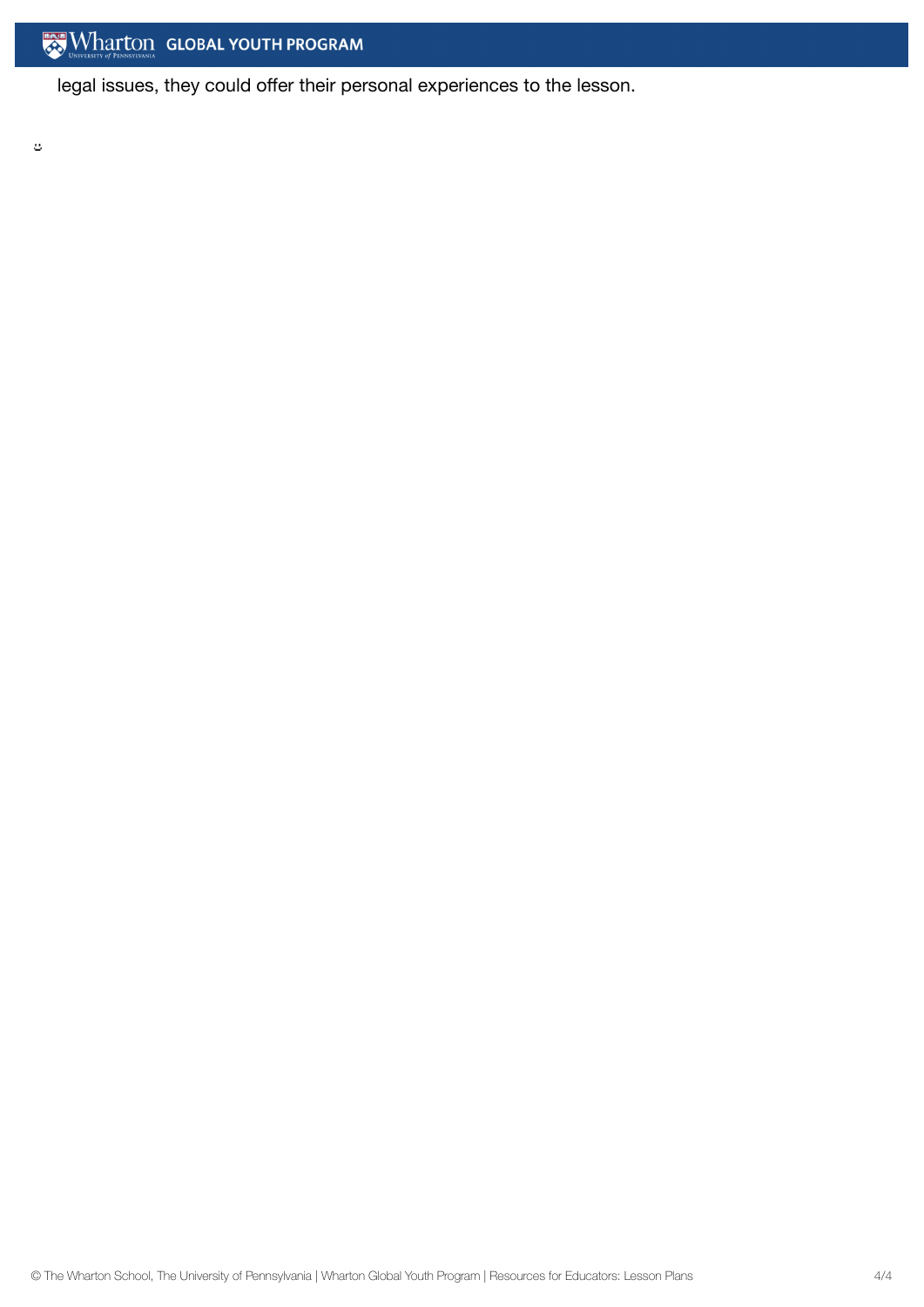legal issues, they could offer their personal experiences to the lesson.